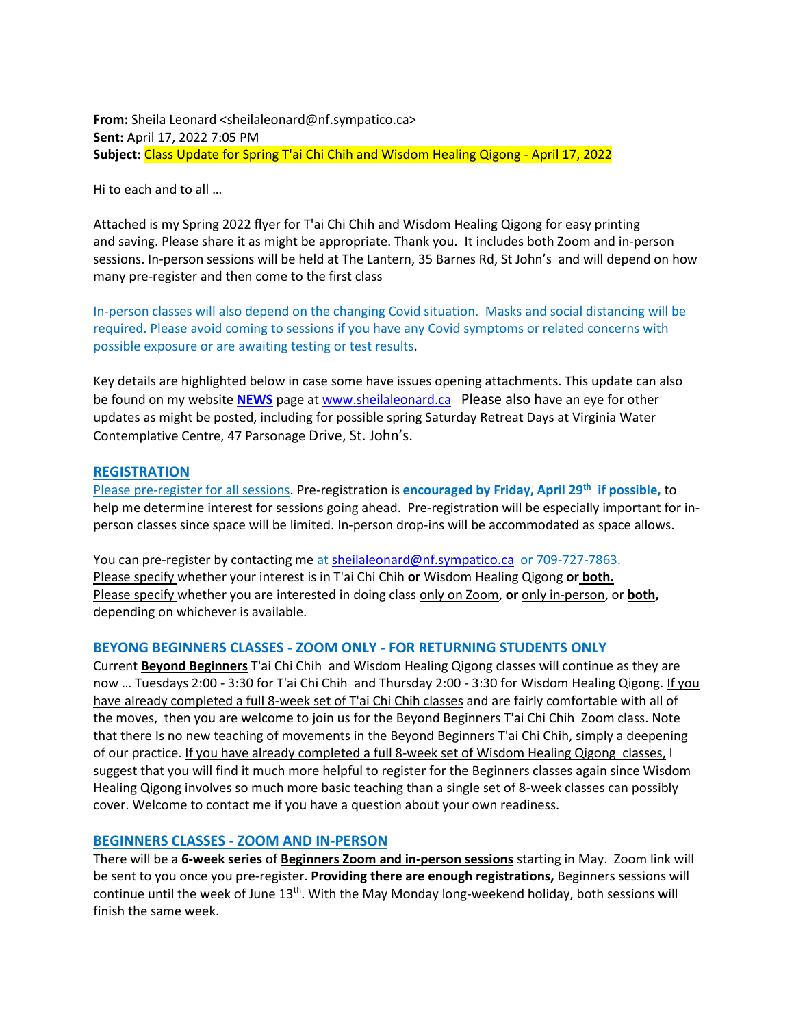**From:** Sheila Leonard <sheilaleonard@nf.sympatico.ca>
**Sent:** April 17, 2022 7:05 PM
**Subject:** Class Update for Spring T'ai Chi Chih and Wisdom Healing Qigong - April 17, 2022

Hi to each and to all …

Attached is my Spring 2022 flyer for T'ai Chi Chih and Wisdom Healing Qigong for easy printing and saving. Please share it as might be appropriate. Thank you. It includes both Zoom and in-person sessions. In-person sessions will be held at The Lantern, 35 Barnes Rd, St John's and will depend on how many pre-register and then come to the first class

In-person classes will also depend on the changing Covid situation. Masks and social distancing will be required. Please avoid coming to sessions if you have any Covid symptoms or related concerns with possible exposure or are awaiting testing or test results.

Key details are highlighted below in case some have issues opening attachments. This update can also be found on my website **NEWS** page at www.sheilaleonard.ca Please also have an eye for other updates as might be posted, including for possible spring Saturday Retreat Days at Virginia Water Contemplative Centre, 47 Parsonage Drive, St. John's.

## REGISTRATION

Please pre-register for all sessions. Pre-registration is **encouraged by Friday, April 29th if possible,** to help me determine interest for sessions going ahead. Pre-registration will be especially important for in-person classes since space will be limited. In-person drop-ins will be accommodated as space allows.

You can pre-register by contacting me at sheilaleonard@nf.sympatico.ca or 709-727-7863.
Please specify whether your interest is in T'ai Chi Chih **or** Wisdom Healing Qigong **or both.**
Please specify whether you are interested in doing class only on Zoom, **or** only in-person, or **both,** depending on whichever is available.

## BEYONG BEGINNERS CLASSES - ZOOM ONLY - FOR RETURNING STUDENTS ONLY

Current **Beyond Beginners** T'ai Chi Chih and Wisdom Healing Qigong classes will continue as they are now … Tuesdays 2:00 - 3:30 for T'ai Chi Chih and Thursday 2:00 - 3:30 for Wisdom Healing Qigong. If you have already completed a full 8-week set of T'ai Chi Chih classes and are fairly comfortable with all of the moves, then you are welcome to join us for the Beyond Beginners T'ai Chi Chih Zoom class. Note that there Is no new teaching of movements in the Beyond Beginners T'ai Chi Chih, simply a deepening of our practice. If you have already completed a full 8-week set of Wisdom Healing Qigong classes, I suggest that you will find it much more helpful to register for the Beginners classes again since Wisdom Healing Qigong involves so much more basic teaching than a single set of 8-week classes can possibly cover. Welcome to contact me if you have a question about your own readiness.

## BEGINNERS CLASSES - ZOOM AND IN-PERSON

There will be a **6-week series** of **Beginners Zoom and in-person sessions** starting in May. Zoom link will be sent to you once you pre-register. **Providing there are enough registrations,** Beginners sessions will continue until the week of June 13th. With the May Monday long-weekend holiday, both sessions will finish the same week.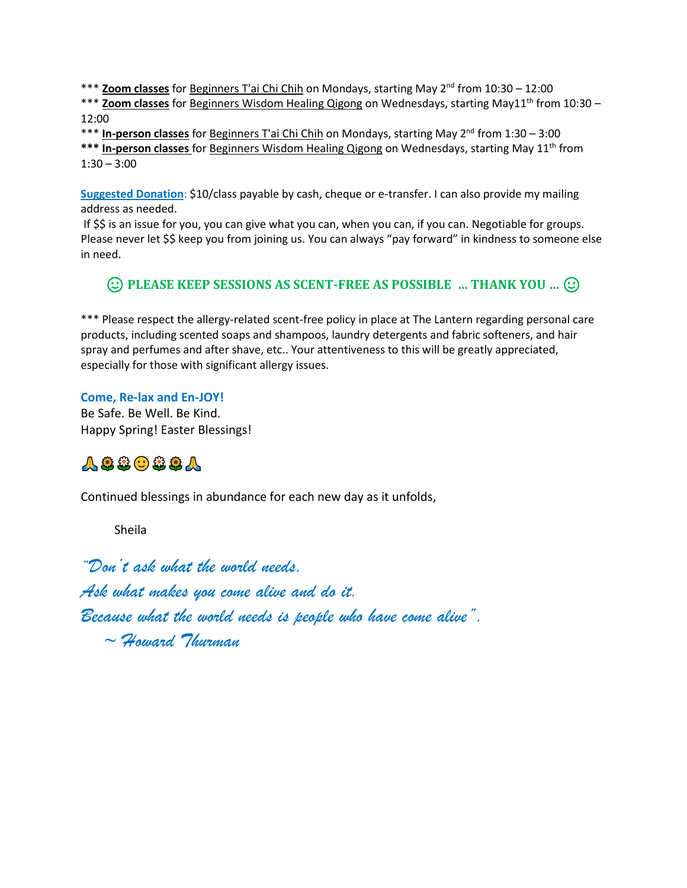*** **Zoom classes** for Beginners T'ai Chi Chih on Mondays, starting May 2nd from 10:30 – 12:00
*** **Zoom classes** for Beginners Wisdom Healing Qigong on Wednesdays, starting May11th from 10:30 – 12:00
*** **In-person classes** for Beginners T'ai Chi Chih on Mondays, starting May 2nd from 1:30 – 3:00
**\*** In-person classes** for Beginners Wisdom Healing Qigong on Wednesdays, starting May 11th from 1:30 – 3:00

**Suggested Donation**: $10/class payable by cash, cheque or e-transfer. I can also provide my mailing address as needed.
If $$ is an issue for you, you can give what you can, when you can, if you can. Negotiable for groups. Please never let $$ keep you from joining us. You can always "pay forward" in kindness to someone else in need.

**☺ PLEASE KEEP SESSIONS AS SCENT-FREE AS POSSIBLE … THANK YOU … ☺**

*** Please respect the allergy-related scent-free policy in place at The Lantern regarding personal care products, including scented soaps and shampoos, laundry detergents and fabric softeners, and hair spray and perfumes and after shave, etc.. Your attentiveness to this will be greatly appreciated, especially for those with significant allergy issues.

**Come, Re-lax and En-JOY!**
Be Safe. Be Well. Be Kind.
Happy Spring! Easter Blessings!

🙏🌻🌼🙂🌼🌻🙏

Continued blessings in abundance for each new day as it unfolds,

Sheila

*"Don't ask what the world needs.*
*Ask what makes you come alive and do it.*
*Because what the world needs is people who have come alive".*
*~ Howard Thurman*